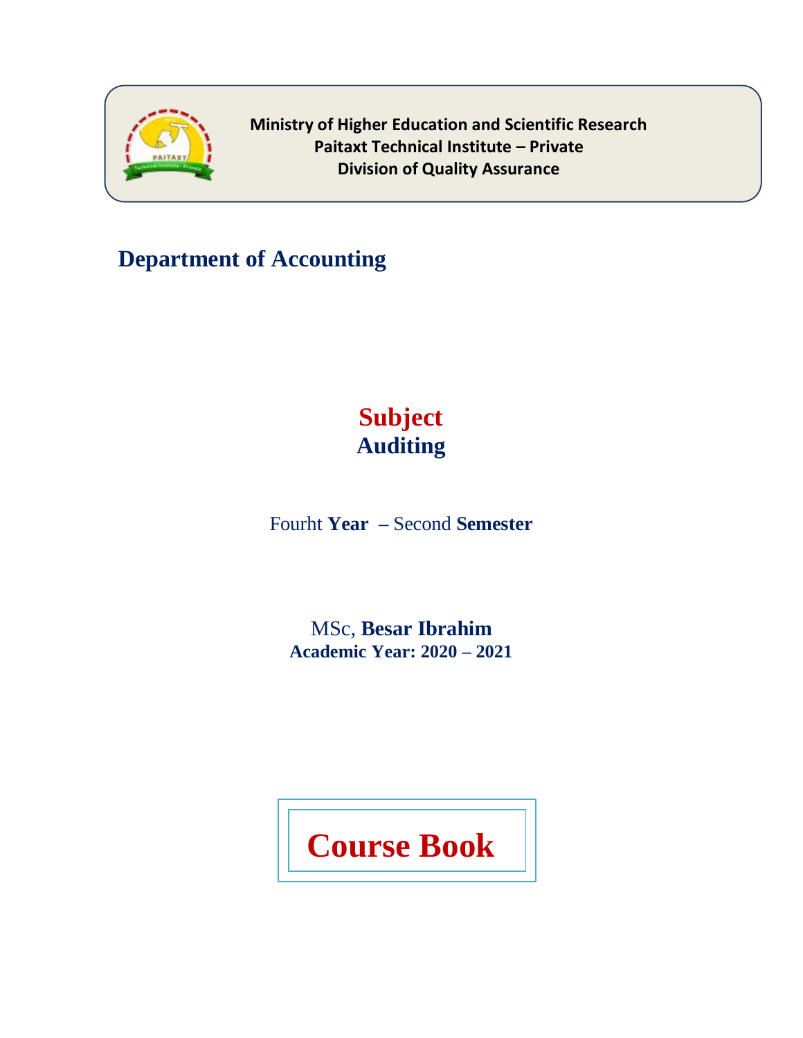**Ministry of Higher Education and Scientific Research**
**Paitaxt Technical Institute – Private**
**Division of Quality Assurance**

## Department of Accounting

# Subject
# Auditing

Fourht **Year** – Second **Semester**

MSc, **Besar Ibrahim**
**Academic Year: 2020 – 2021**

# Course Book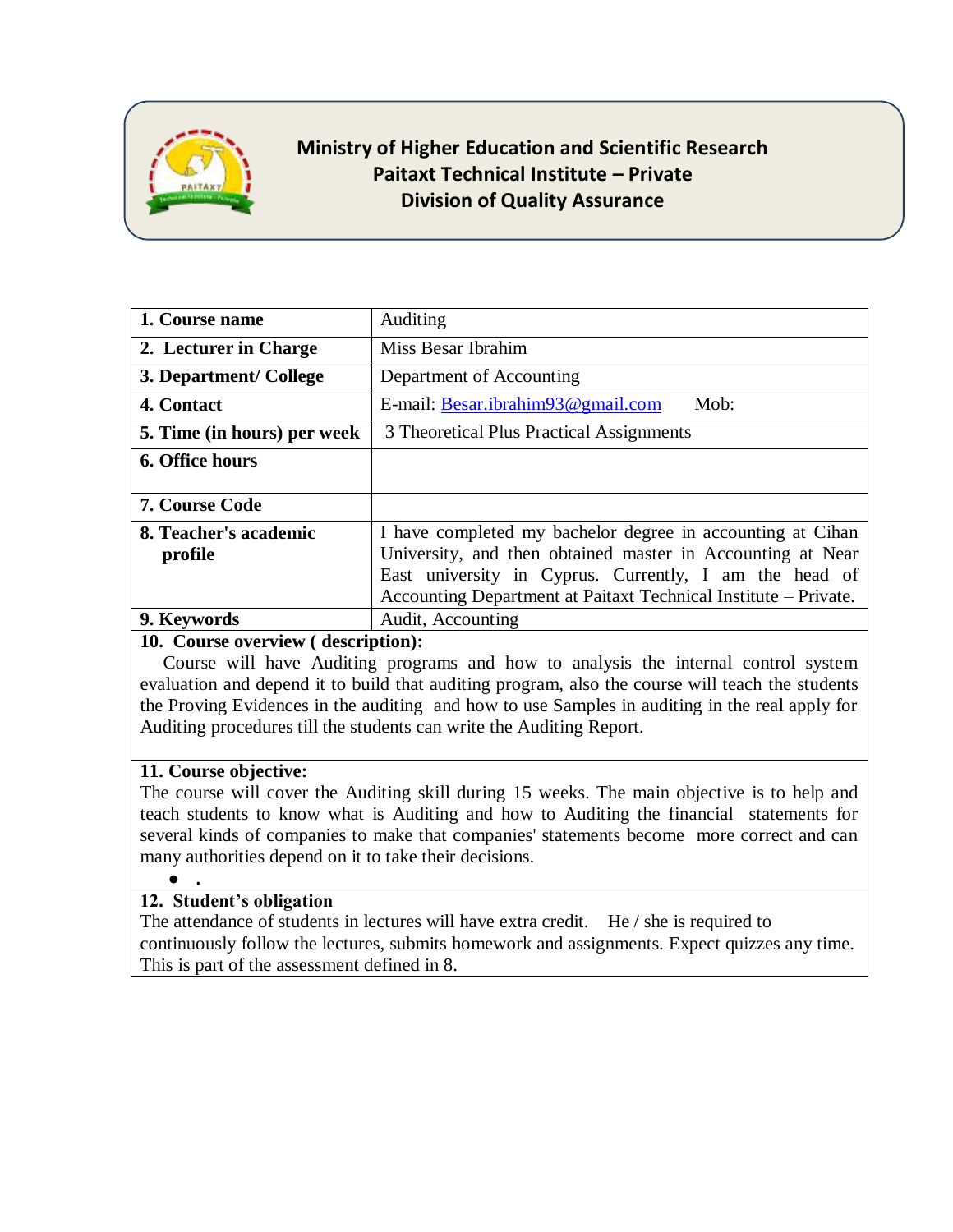**Ministry of Higher Education and Scientific Research**
**Paitaxt Technical Institute – Private**
**Division of Quality Assurance**

| **1. Course name** | Auditing |
|---|---|
| **2. Lecturer in Charge** | Miss Besar Ibrahim |
| **3. Department/ College** | Department of Accounting |
| **4. Contact** | E-mail: Besar.ibrahim93@gmail.com Mob: |
| **5. Time (in hours) per week** | 3 Theoretical Plus Practical Assignments |
| **6. Office hours** | |
| **7. Course Code** | |
| **8. Teacher's academic profile** | I have completed my bachelor degree in accounting at Cihan University, and then obtained master in Accounting at Near East university in Cyprus. Currently, I am the head of Accounting Department at Paitaxt Technical Institute – Private. |
| **9. Keywords** | Audit, Accounting |

**10. Course overview ( description):**

Course will have Auditing programs and how to analysis the internal control system evaluation and depend it to build that auditing program, also the course will teach the students the Proving Evidences in the auditing and how to use Samples in auditing in the real apply for Auditing procedures till the students can write the Auditing Report.

**11. Course objective:**

The course will cover the Auditing skill during 15 weeks. The main objective is to help and teach students to know what is Auditing and how to Auditing the financial statements for several kinds of companies to make that companies' statements become more correct and can many authorities depend on it to take their decisions.

- .

**12. Student's obligation**

The attendance of students in lectures will have extra credit. He / she is required to continuously follow the lectures, submits homework and assignments. Expect quizzes any time. This is part of the assessment defined in 8.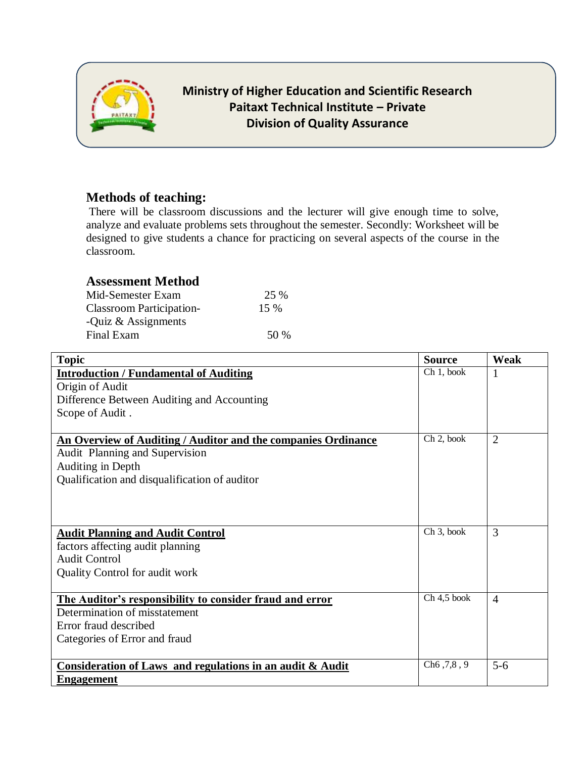**Ministry of Higher Education and Scientific Research**
**Paitaxt Technical Institute – Private**
**Division of Quality Assurance**

## Methods of teaching:

There will be classroom discussions and the lecturer will give enough time to solve, analyze and evaluate problems sets throughout the semester. Secondly: Worksheet will be designed to give students a chance for practicing on several aspects of the course in the classroom.

## Assessment Method

Mid-Semester Exam 25 %
Classroom Participation- 15 %
-Quiz & Assignments
Final Exam 50 %

| Topic | Source | Weak |
|---|---|---|
| **Introduction / Fundamental of Auditing**<br>Origin of Audit<br>Difference Between Auditing and Accounting<br>Scope of Audit . | Ch 1, book | 1 |
| **An Overview of Auditing / Auditor and the companies Ordinance**<br>Audit Planning and Supervision<br>Auditing in Depth<br>Qualification and disqualification of auditor | Ch 2, book | 2 |
| **Audit Planning and Audit Control**<br>factors affecting audit planning<br>Audit Control<br>Quality Control for audit work | Ch 3, book | 3 |
| **The Auditor's responsibility to consider fraud and error**<br>Determination of misstatement<br>Error fraud described<br>Categories of Error and fraud | Ch 4,5 book | 4 |
| **Consideration of Laws and regulations in an audit & Audit Engagement** | Ch6 ,7,8 , 9 | 5-6 |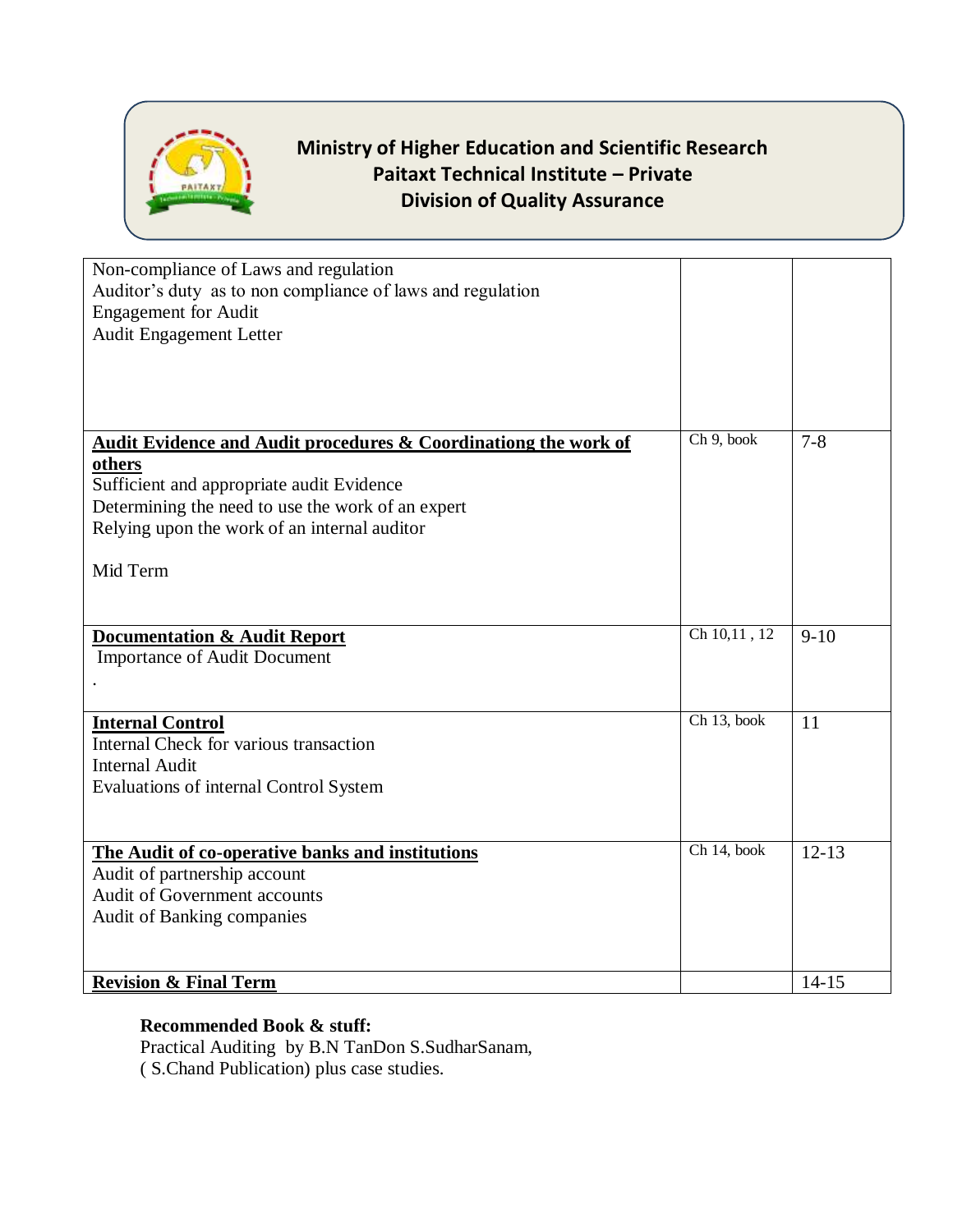**Ministry of Higher Education and Scientific Research**
**Paitaxt Technical Institute – Private**
**Division of Quality Assurance**

| | | |
|---|---|---|
| Non-compliance of Laws and regulation<br>Auditor's duty as to non compliance of laws and regulation<br>Engagement for Audit<br>Audit Engagement Letter | | |
| **Audit Evidence and Audit procedures & Coordinationg the work of others**<br>Sufficient and appropriate audit Evidence<br>Determining the need to use the work of an expert<br>Relying upon the work of an internal auditor<br><br>Mid Term | Ch 9, book | 7-8 |
| **Documentation & Audit Report**<br>Importance of Audit Document<br>. | Ch 10,11 , 12 | 9-10 |
| **Internal Control**<br>Internal Check for various transaction<br>Internal Audit<br>Evaluations of internal Control System | Ch 13, book | 11 |
| **The Audit of co-operative banks and institutions**<br>Audit of partnership account<br>Audit of Government accounts<br>Audit of Banking companies | Ch 14, book | 12-13 |
| **Revision & Final Term** | | 14-15 |

**Recommended Book & stuff:**
Practical Auditing by B.N TanDon S.SudharSanam,
( S.Chand Publication) plus case studies.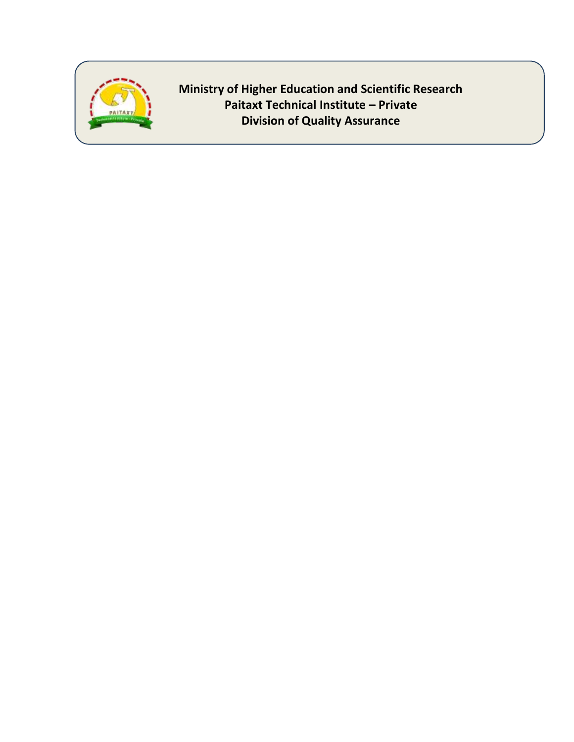**Ministry of Higher Education and Scientific Research**
**Paitaxt Technical Institute – Private**
**Division of Quality Assurance**